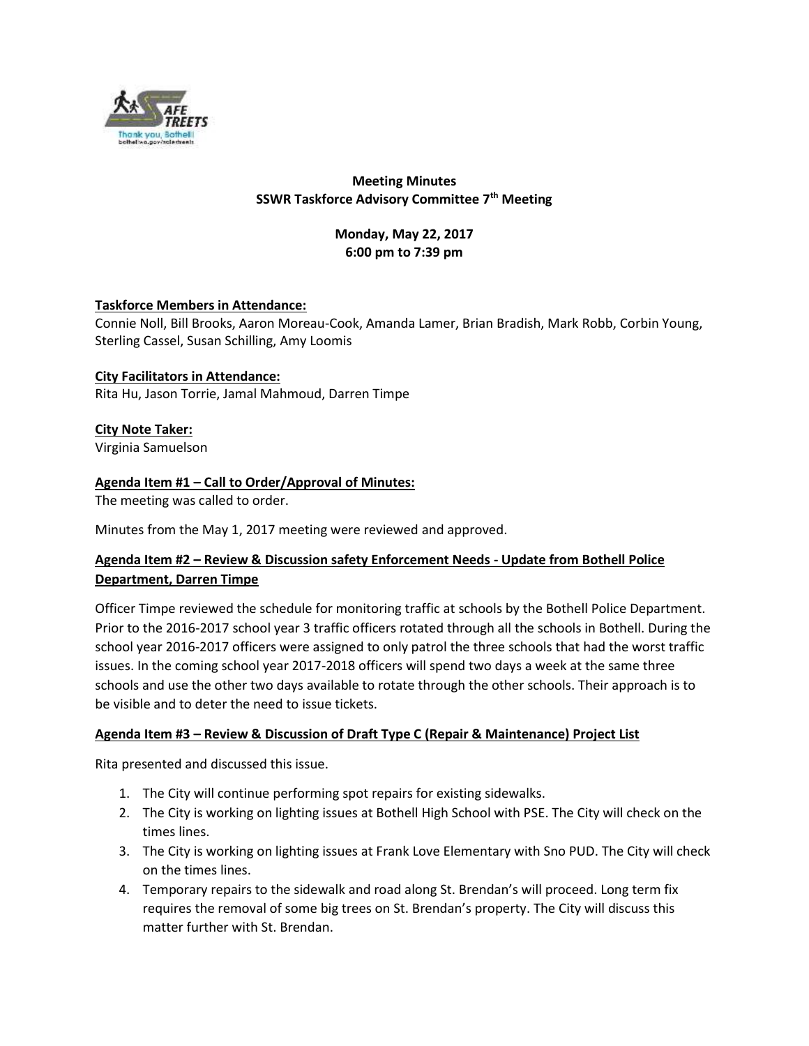**Meeting Minutes**
**SSWR Taskforce Advisory Committee 7th Meeting**

**Monday, May 22, 2017**
**6:00 pm to 7:39 pm**

**Taskforce Members in Attendance:**
Connie Noll, Bill Brooks, Aaron Moreau-Cook, Amanda Lamer, Brian Bradish, Mark Robb, Corbin Young, Sterling Cassel, Susan Schilling, Amy Loomis

**City Facilitators in Attendance:**
Rita Hu, Jason Torrie, Jamal Mahmoud, Darren Timpe

**City Note Taker:**
Virginia Samuelson

**Agenda Item #1 – Call to Order/Approval of Minutes:**
The meeting was called to order.

Minutes from the May 1, 2017 meeting were reviewed and approved.

**Agenda Item #2 – Review & Discussion safety Enforcement Needs - Update from Bothell Police Department, Darren Timpe**

Officer Timpe reviewed the schedule for monitoring traffic at schools by the Bothell Police Department. Prior to the 2016-2017 school year 3 traffic officers rotated through all the schools in Bothell. During the school year 2016-2017 officers were assigned to only patrol the three schools that had the worst traffic issues. In the coming school year 2017-2018 officers will spend two days a week at the same three schools and use the other two days available to rotate through the other schools. Their approach is to be visible and to deter the need to issue tickets.

**Agenda Item #3 – Review & Discussion of Draft Type C (Repair & Maintenance) Project List**

Rita presented and discussed this issue.

1. The City will continue performing spot repairs for existing sidewalks.
2. The City is working on lighting issues at Bothell High School with PSE. The City will check on the times lines.
3. The City is working on lighting issues at Frank Love Elementary with Sno PUD. The City will check on the times lines.
4. Temporary repairs to the sidewalk and road along St. Brendan's will proceed. Long term fix requires the removal of some big trees on St. Brendan's property. The City will discuss this matter further with St. Brendan.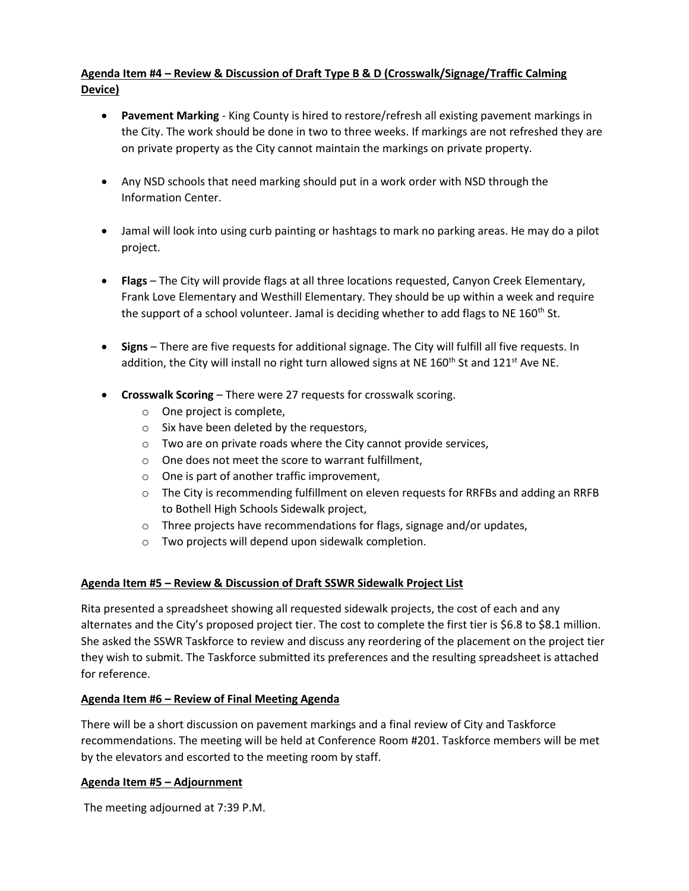**Agenda Item #4 – Review & Discussion of Draft Type B & D (Crosswalk/Signage/Traffic Calming Device)**

- **Pavement Marking** - King County is hired to restore/refresh all existing pavement markings in the City. The work should be done in two to three weeks. If markings are not refreshed they are on private property as the City cannot maintain the markings on private property.

- Any NSD schools that need marking should put in a work order with NSD through the Information Center.

- Jamal will look into using curb painting or hashtags to mark no parking areas. He may do a pilot project.

- **Flags** – The City will provide flags at all three locations requested, Canyon Creek Elementary, Frank Love Elementary and Westhill Elementary. They should be up within a week and require the support of a school volunteer. Jamal is deciding whether to add flags to NE 160th St.

- **Signs** – There are five requests for additional signage. The City will fulfill all five requests. In addition, the City will install no right turn allowed signs at NE 160th St and 121st Ave NE.

- **Crosswalk Scoring** – There were 27 requests for crosswalk scoring.
  - One project is complete,
  - Six have been deleted by the requestors,
  - Two are on private roads where the City cannot provide services,
  - One does not meet the score to warrant fulfillment,
  - One is part of another traffic improvement,
  - The City is recommending fulfillment on eleven requests for RRFBs and adding an RRFB to Bothell High Schools Sidewalk project,
  - Three projects have recommendations for flags, signage and/or updates,
  - Two projects will depend upon sidewalk completion.

**Agenda Item #5 – Review & Discussion of Draft SSWR Sidewalk Project List**

Rita presented a spreadsheet showing all requested sidewalk projects, the cost of each and any alternates and the City's proposed project tier. The cost to complete the first tier is $6.8 to $8.1 million. She asked the SSWR Taskforce to review and discuss any reordering of the placement on the project tier they wish to submit. The Taskforce submitted its preferences and the resulting spreadsheet is attached for reference.

**Agenda Item #6 – Review of Final Meeting Agenda**

There will be a short discussion on pavement markings and a final review of City and Taskforce recommendations. The meeting will be held at Conference Room #201. Taskforce members will be met by the elevators and escorted to the meeting room by staff.

**Agenda Item #5 – Adjournment**

The meeting adjourned at 7:39 P.M.